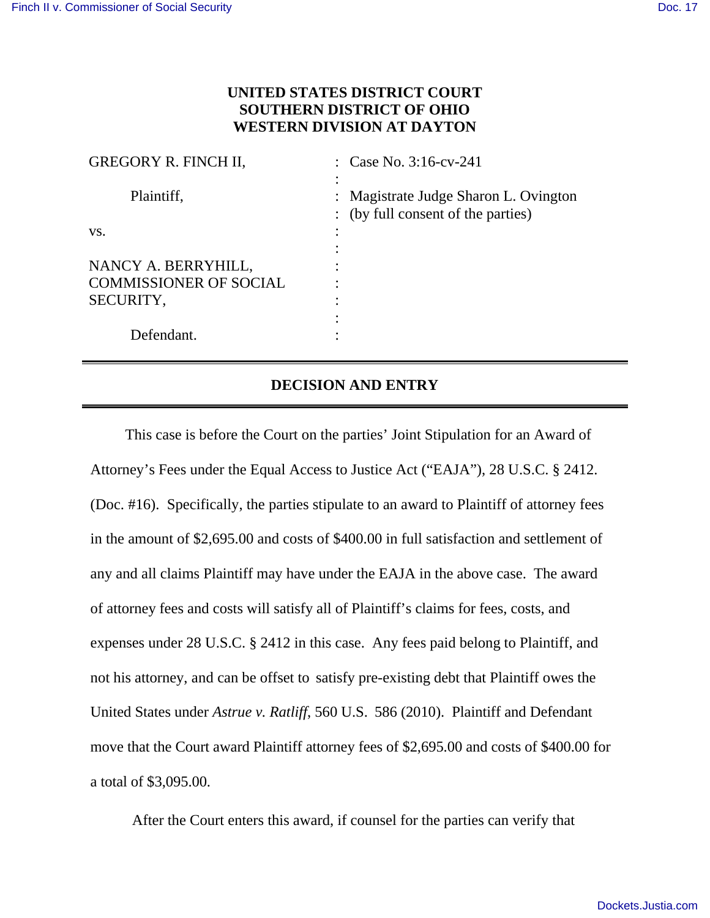**UNITED STATES DISTRICT COURT**
**SOUTHERN DISTRICT OF OHIO**
**WESTERN DIVISION AT DAYTON**

| | | |
|---|---|---|
| GREGORY R. FINCH II, | : | Case No. 3:16-cv-241 |
| | : | |
| Plaintiff, | : | Magistrate Judge Sharon L. Ovington |
| | : | (by full consent of the parties) |
| vs. | : | |
| | : | |
| NANCY A. BERRYHILL, COMMISSIONER OF SOCIAL SECURITY, | : | |
| | : | |
| Defendant. | : | |

---

## DECISION AND ENTRY

---

This case is before the Court on the parties' Joint Stipulation for an Award of Attorney's Fees under the Equal Access to Justice Act ("EAJA"), 28 U.S.C. § 2412. (Doc. #16). Specifically, the parties stipulate to an award to Plaintiff of attorney fees in the amount of $2,695.00 and costs of $400.00 in full satisfaction and settlement of any and all claims Plaintiff may have under the EAJA in the above case. The award of attorney fees and costs will satisfy all of Plaintiff's claims for fees, costs, and expenses under 28 U.S.C. § 2412 in this case. Any fees paid belong to Plaintiff, and not his attorney, and can be offset to satisfy pre-existing debt that Plaintiff owes the United States under *Astrue v. Ratliff*, 560 U.S. 586 (2010). Plaintiff and Defendant move that the Court award Plaintiff attorney fees of $2,695.00 and costs of $400.00 for a total of $3,095.00.

After the Court enters this award, if counsel for the parties can verify that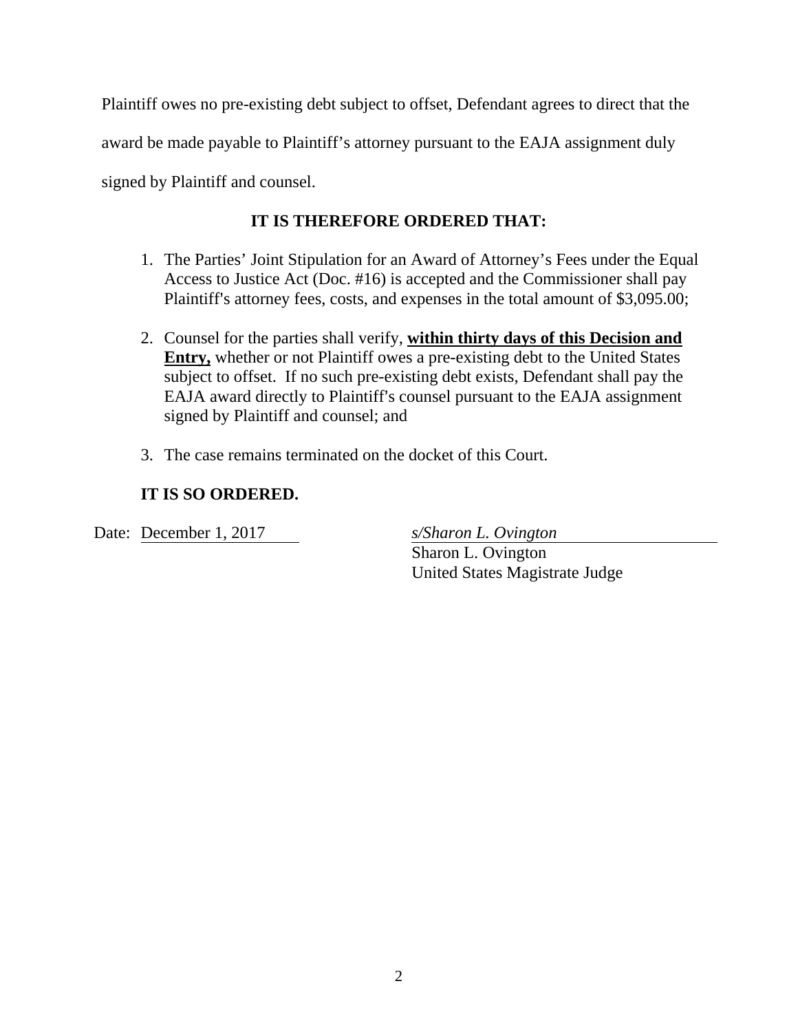Plaintiff owes no pre-existing debt subject to offset, Defendant agrees to direct that the award be made payable to Plaintiff's attorney pursuant to the EAJA assignment duly signed by Plaintiff and counsel.

**IT IS THEREFORE ORDERED THAT:**

1. The Parties' Joint Stipulation for an Award of Attorney's Fees under the Equal Access to Justice Act (Doc. #16) is accepted and the Commissioner shall pay Plaintiff's attorney fees, costs, and expenses in the total amount of $3,095.00;

2. Counsel for the parties shall verify, **within thirty days of this Decision and Entry,** whether or not Plaintiff owes a pre-existing debt to the United States subject to offset. If no such pre-existing debt exists, Defendant shall pay the EAJA award directly to Plaintiff's counsel pursuant to the EAJA assignment signed by Plaintiff and counsel; and

3. The case remains terminated on the docket of this Court.

**IT IS SO ORDERED.**

Date: December 1, 2017

*s/Sharon L. Ovington*
Sharon L. Ovington
United States Magistrate Judge